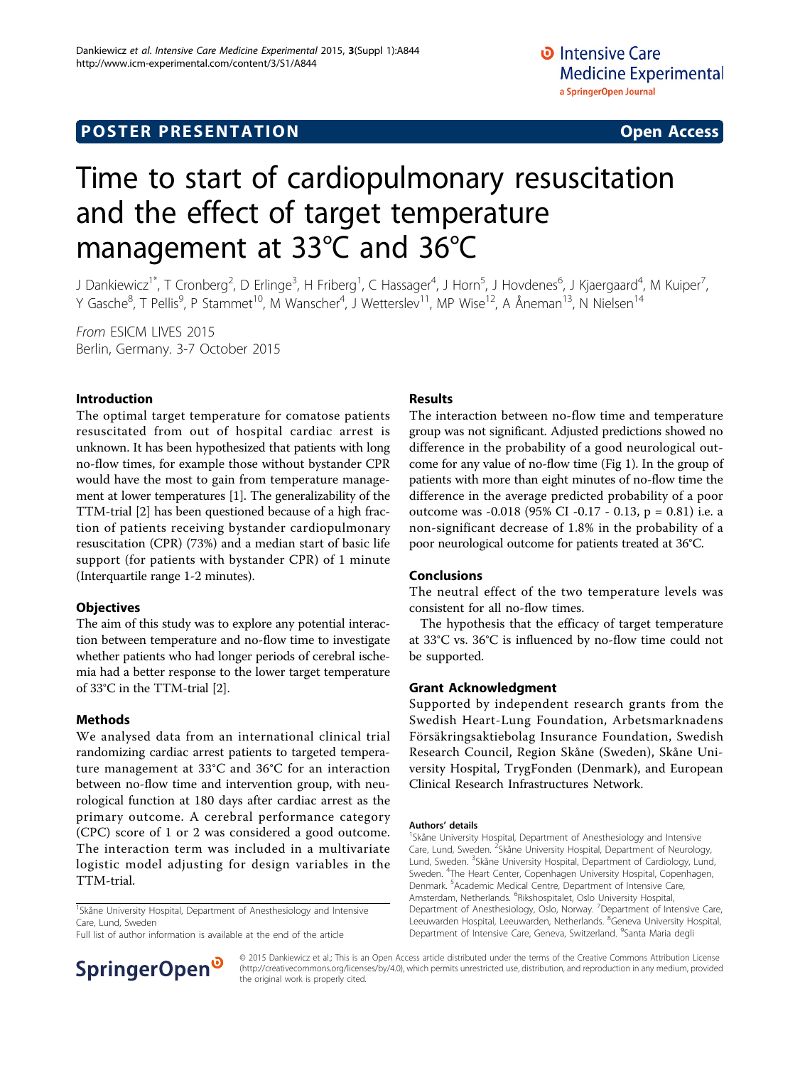POSTER PRESENTATION Open Access

# Time to start of cardiopulmonary resuscitation and the effect of target temperature management at 33°C and 36°C

J Dankiewicz[1*], T Cronberg[2], D Erlinge[3], H Friberg[1], C Hassager[4], J Horn[5], J Hovdenes[6], J Kjaergaard[4], M Kuiper[7], Y Gasche[8], T Pellis[9], P Stammet[10], M Wanscher[4], J Wetterslev[11], MP Wise[12], A Åneman[13], N Nielsen[14]

*From* ESICM LIVES 2015
Berlin, Germany. 3-7 October 2015

## Introduction

The optimal target temperature for comatose patients resuscitated from out of hospital cardiac arrest is unknown. It has been hypothesized that patients with long no-flow times, for example those without bystander CPR would have the most to gain from temperature management at lower temperatures [1]. The generalizability of the TTM-trial [2] has been questioned because of a high fraction of patients receiving bystander cardiopulmonary resuscitation (CPR) (73%) and a median start of basic life support (for patients with bystander CPR) of 1 minute (Interquartile range 1-2 minutes).

## Objectives

The aim of this study was to explore any potential interaction between temperature and no-flow time to investigate whether patients who had longer periods of cerebral ischemia had a better response to the lower target temperature of 33°C in the TTM-trial [2].

## Methods

We analysed data from an international clinical trial randomizing cardiac arrest patients to targeted temperature management at 33°C and 36°C for an interaction between no-flow time and intervention group, with neurological function at 180 days after cardiac arrest as the primary outcome. A cerebral performance category (CPC) score of 1 or 2 was considered a good outcome. The interaction term was included in a multivariate logistic model adjusting for design variables in the TTM-trial.

## Results

The interaction between no-flow time and temperature group was not significant. Adjusted predictions showed no difference in the probability of a good neurological outcome for any value of no-flow time (Fig 1). In the group of patients with more than eight minutes of no-flow time the difference in the average predicted probability of a poor outcome was -0.018 (95% CI -0.17 - 0.13, p = 0.81) i.e. a non-significant decrease of 1.8% in the probability of a poor neurological outcome for patients treated at 36°C.

## Conclusions

The neutral effect of the two temperature levels was consistent for all no-flow times.

The hypothesis that the efficacy of target temperature at 33°C vs. 36°C is influenced by no-flow time could not be supported.

## Grant Acknowledgment

Supported by independent research grants from the Swedish Heart-Lung Foundation, Arbetsmarknadens Försäkringsaktiebolag Insurance Foundation, Swedish Research Council, Region Skåne (Sweden), Skåne University Hospital, TrygFonden (Denmark), and European Clinical Research Infrastructures Network.

[1]Skåne University Hospital, Department of Anesthesiology and Intensive Care, Lund, Sweden
Full list of author information is available at the end of the article

### Authors' details

[1]Skåne University Hospital, Department of Anesthesiology and Intensive Care, Lund, Sweden. [2]Skåne University Hospital, Department of Neurology, Lund, Sweden. [3]Skåne University Hospital, Department of Cardiology, Lund, Sweden. [4]The Heart Center, Copenhagen University Hospital, Copenhagen, Denmark. [5]Academic Medical Centre, Department of Intensive Care, Amsterdam, Netherlands. [6]Rikshospitalet, Oslo University Hospital, Department of Anesthesiology, Oslo, Norway. [7]Department of Intensive Care, Leeuwarden Hospital, Leeuwarden, Netherlands. [8]Geneva University Hospital, Department of Intensive Care, Geneva, Switzerland. [9]Santa Maria degli

© 2015 Dankiewicz et al.; This is an Open Access article distributed under the terms of the Creative Commons Attribution License (http://creativecommons.org/licenses/by/4.0), which permits unrestricted use, distribution, and reproduction in any medium, provided the original work is properly cited.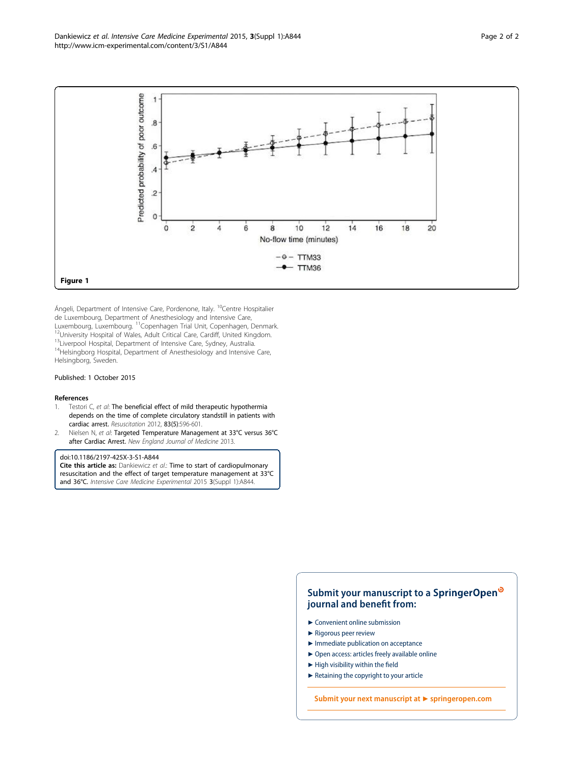Predicted probability of poor outcome

1

.8

.6

.4

.2

0

0 2 4 6 8 10 12 14 16 18 20

No-flow time (minutes)

TTM33

TTM36

**Figure 1**

Ángeli, Department of Intensive Care, Pordenone, Italy. [10]Centre Hospitalier de Luxembourg, Department of Anesthesiology and Intensive Care, Luxembourg, Luxembourg. [11]Copenhagen Trial Unit, Copenhagen, Denmark. [12]University Hospital of Wales, Adult Critical Care, Cardiff, United Kingdom. [13]Liverpool Hospital, Department of Intensive Care, Sydney, Australia. [14]Helsingborg Hospital, Department of Anesthesiology and Intensive Care, Helsingborg, Sweden.

Published: 1 October 2015

## References

1. Testori C, *et al*: **The beneficial effect of mild therapeutic hypothermia depends on the time of complete circulatory standstill in patients with cardiac arrest.** *Resuscitation* 2012, **83(5)**:596-601.
2. Nielsen N, *et al*: **Targeted Temperature Management at 33°C versus 36°C after Cardiac Arrest.** *New England Journal of Medicine* 2013.

doi:10.1186/2197-425X-3-S1-A844
**Cite this article as:** Dankiewicz *et al.*: Time to start of cardiopulmonary resuscitation and the effect of target temperature management at 33°C and 36°C. *Intensive Care Medicine Experimental* 2015 **3**(Suppl 1):A844.